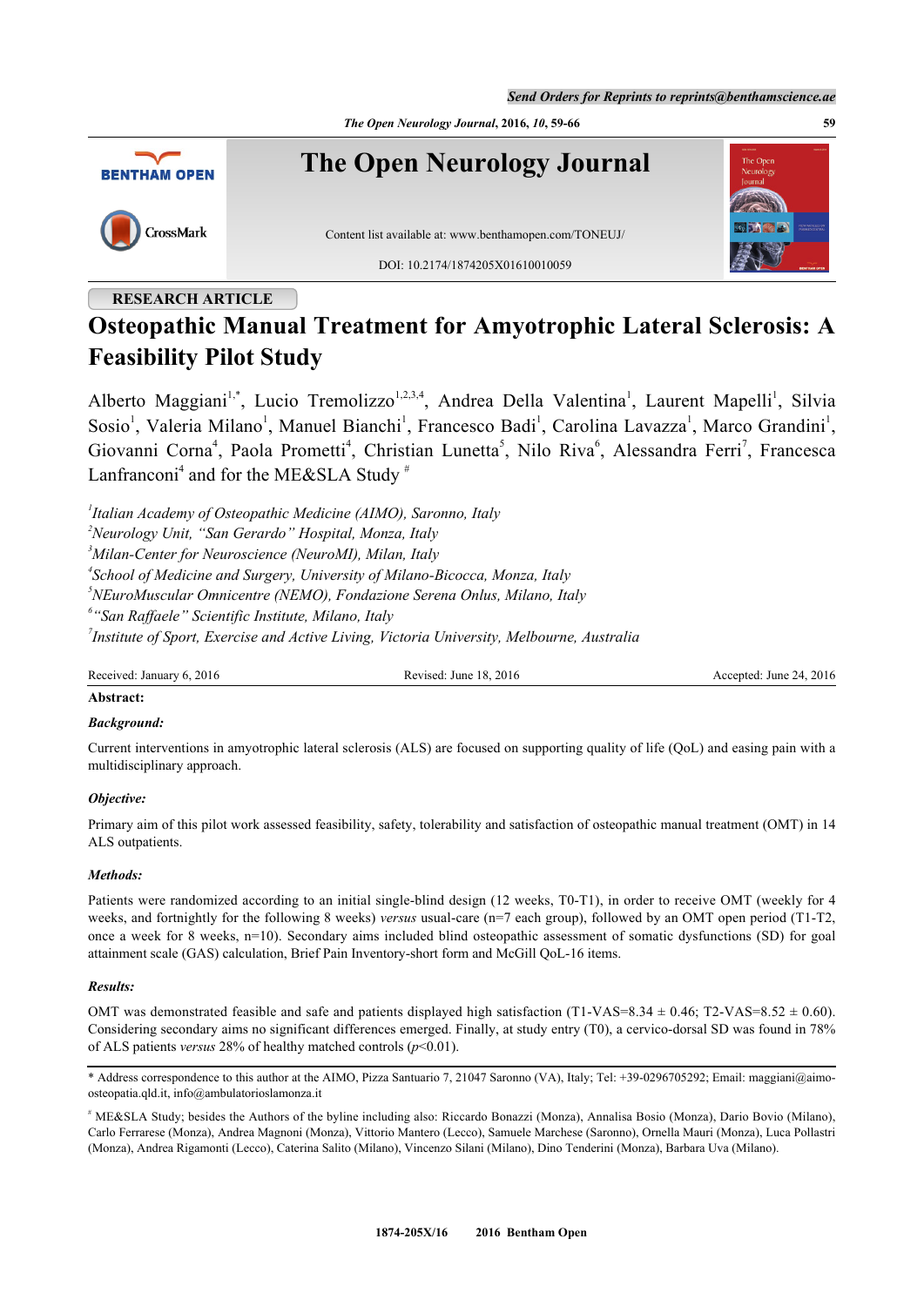RESEARCH ARTICLE

# Osteopathic Manual Treatment for Amyotrophic Lateral Sclerosis: A Feasibility Pilot Study

Alberto Maggiani[1,*], Lucio Tremolizzo[1,2,3,4], Andrea Della Valentina[1], Laurent Mapelli[1], Silvia Sosio[1], Valeria Milano[1], Manuel Bianchi[1], Francesco Badi[1], Carolina Lavazza[1], Marco Grandini[1], Giovanni Corna[4], Paola Prometti[4], Christian Lunetta[5], Nilo Riva[6], Alessandra Ferri[7], Francesca Lanfranconi[4] and for the ME&SLA Study [#]

[1]*Italian Academy of Osteopathic Medicine (AIMO), Saronno, Italy*
[2]*Neurology Unit, "San Gerardo" Hospital, Monza, Italy*
[3]*Milan-Center for Neuroscience (NeuroMI), Milan, Italy*
[4]*School of Medicine and Surgery, University of Milano-Bicocca, Monza, Italy*
[5]*NEuroMuscular Omnicentre (NEMO), Fondazione Serena Onlus, Milano, Italy*
[6]*"San Raffaele" Scientific Institute, Milano, Italy*
[7]*Institute of Sport, Exercise and Active Living, Victoria University, Melbourne, Australia*

Received: January 6, 2016 | Revised: June 18, 2016 | Accepted: June 24, 2016

**Abstract:**

***Background:***

Current interventions in amyotrophic lateral sclerosis (ALS) are focused on supporting quality of life (QoL) and easing pain with a multidisciplinary approach.

***Objective:***

Primary aim of this pilot work assessed feasibility, safety, tolerability and satisfaction of osteopathic manual treatment (OMT) in 14 ALS outpatients.

***Methods:***

Patients were randomized according to an initial single-blind design (12 weeks, T0-T1), in order to receive OMT (weekly for 4 weeks, and fortnightly for the following 8 weeks) *versus* usual-care (n=7 each group), followed by an OMT open period (T1-T2, once a week for 8 weeks, n=10). Secondary aims included blind osteopathic assessment of somatic dysfunctions (SD) for goal attainment scale (GAS) calculation, Brief Pain Inventory-short form and McGill QoL-16 items.

***Results:***

OMT was demonstrated feasible and safe and patients displayed high satisfaction (T1-VAS=8.34 ± 0.46; T2-VAS=8.52 ± 0.60). Considering secondary aims no significant differences emerged. Finally, at study entry (T0), a cervico-dorsal SD was found in 78% of ALS patients *versus* 28% of healthy matched controls ($p$<0.01).

\* Address correspondence to this author at the AIMO, Pizza Santuario 7, 21047 Saronno (VA), Italy; Tel: +39-0296705292; Email: maggiani@aimo-osteopatia.qld.it, info@ambulatorioslamonza.it

[#] ME&SLA Study; besides the Authors of the byline including also: Riccardo Bonazzi (Monza), Annalisa Bosio (Monza), Dario Bovio (Milano), Carlo Ferrarese (Monza), Andrea Magnoni (Monza), Vittorio Mantero (Lecco), Samuele Marchese (Saronno), Ornella Mauri (Monza), Luca Pollastri (Monza), Andrea Rigamonti (Lecco), Caterina Salito (Milano), Vincenzo Silani (Milano), Dino Tenderini (Monza), Barbara Uva (Milano).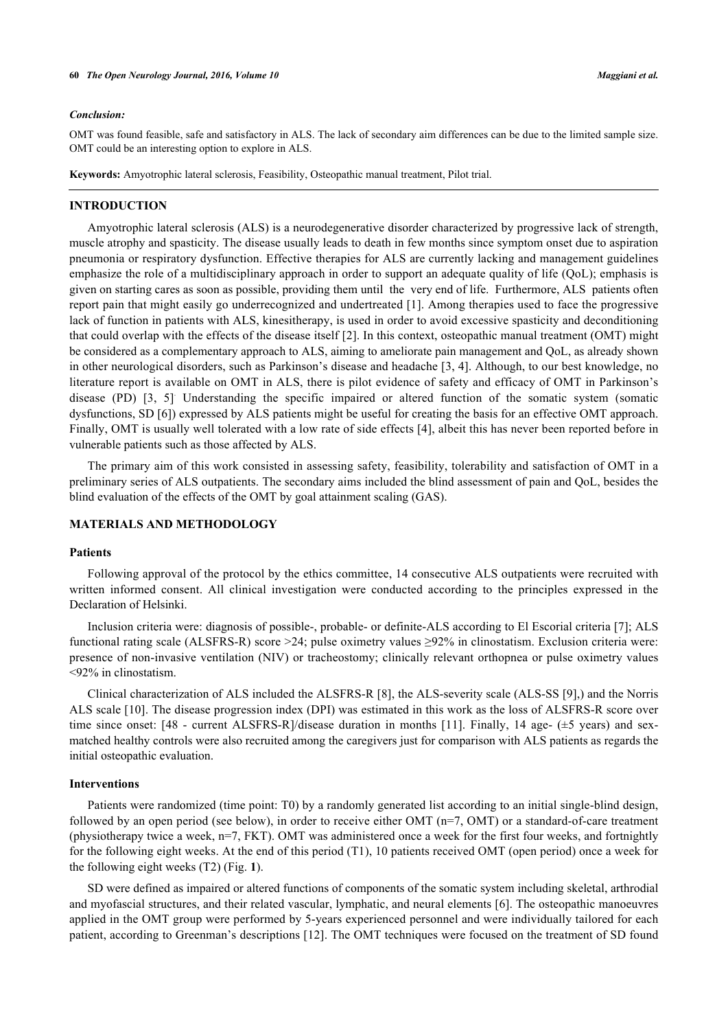### *Conclusion:*

OMT was found feasible, safe and satisfactory in ALS. The lack of secondary aim differences can be due to the limited sample size. OMT could be an interesting option to explore in ALS.

**Keywords:** Amyotrophic lateral sclerosis, Feasibility, Osteopathic manual treatment, Pilot trial.

## INTRODUCTION

Amyotrophic lateral sclerosis (ALS) is a neurodegenerative disorder characterized by progressive lack of strength, muscle atrophy and spasticity. The disease usually leads to death in few months since symptom onset due to aspiration pneumonia or respiratory dysfunction. Effective therapies for ALS are currently lacking and management guidelines emphasize the role of a multidisciplinary approach in order to support an adequate quality of life (QoL); emphasis is given on starting cares as soon as possible, providing them until the very end of life. Furthermore, ALS patients often report pain that might easily go underrecognized and undertreated [1]. Among therapies used to face the progressive lack of function in patients with ALS, kinesitherapy, is used in order to avoid excessive spasticity and deconditioning that could overlap with the effects of the disease itself [2]. In this context, osteopathic manual treatment (OMT) might be considered as a complementary approach to ALS, aiming to ameliorate pain management and QoL, as already shown in other neurological disorders, such as Parkinson's disease and headache [3, 4]. Although, to our best knowledge, no literature report is available on OMT in ALS, there is pilot evidence of safety and efficacy of OMT in Parkinson's disease (PD) [3, 5]. Understanding the specific impaired or altered function of the somatic system (somatic dysfunctions, SD [6]) expressed by ALS patients might be useful for creating the basis for an effective OMT approach. Finally, OMT is usually well tolerated with a low rate of side effects [4], albeit this has never been reported before in vulnerable patients such as those affected by ALS.

The primary aim of this work consisted in assessing safety, feasibility, tolerability and satisfaction of OMT in a preliminary series of ALS outpatients. The secondary aims included the blind assessment of pain and QoL, besides the blind evaluation of the effects of the OMT by goal attainment scaling (GAS).

## MATERIALS AND METHODOLOGY

### Patients

Following approval of the protocol by the ethics committee, 14 consecutive ALS outpatients were recruited with written informed consent. All clinical investigation were conducted according to the principles expressed in the Declaration of Helsinki.

Inclusion criteria were: diagnosis of possible-, probable- or definite-ALS according to El Escorial criteria [7]; ALS functional rating scale (ALSFRS-R) score >24; pulse oximetry values ≥92% in clinostatism. Exclusion criteria were: presence of non-invasive ventilation (NIV) or tracheostomy; clinically relevant orthopnea or pulse oximetry values <92% in clinostatism.

Clinical characterization of ALS included the ALSFRS-R [8], the ALS-severity scale (ALS-SS [9],) and the Norris ALS scale [10]. The disease progression index (DPI) was estimated in this work as the loss of ALSFRS-R score over time since onset: [48 - current ALSFRS-R]/disease duration in months [11]. Finally, 14 age- (±5 years) and sex-matched healthy controls were also recruited among the caregivers just for comparison with ALS patients as regards the initial osteopathic evaluation.

### Interventions

Patients were randomized (time point: T0) by a randomly generated list according to an initial single-blind design, followed by an open period (see below), in order to receive either OMT (n=7, OMT) or a standard-of-care treatment (physiotherapy twice a week, n=7, FKT). OMT was administered once a week for the first four weeks, and fortnightly for the following eight weeks. At the end of this period (T1), 10 patients received OMT (open period) once a week for the following eight weeks (T2) (Fig. **1**).

SD were defined as impaired or altered functions of components of the somatic system including skeletal, arthrodial and myofascial structures, and their related vascular, lymphatic, and neural elements [6]. The osteopathic manoeuvres applied in the OMT group were performed by 5-years experienced personnel and were individually tailored for each patient, according to Greenman's descriptions [12]. The OMT techniques were focused on the treatment of SD found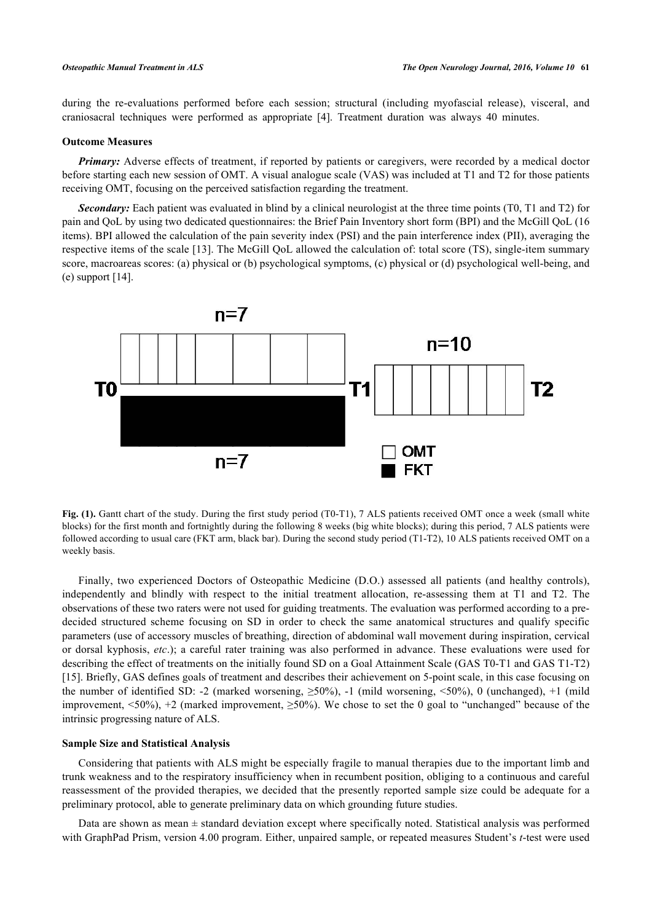during the re-evaluations performed before each session; structural (including myofascial release), visceral, and craniosacral techniques were performed as appropriate [4]. Treatment duration was always 40 minutes.

### Outcome Measures

***Primary:*** Adverse effects of treatment, if reported by patients or caregivers, were recorded by a medical doctor before starting each new session of OMT. A visual analogue scale (VAS) was included at T1 and T2 for those patients receiving OMT, focusing on the perceived satisfaction regarding the treatment.

***Secondary:*** Each patient was evaluated in blind by a clinical neurologist at the three time points (T0, T1 and T2) for pain and QoL by using two dedicated questionnaires: the Brief Pain Inventory short form (BPI) and the McGill QoL (16 items). BPI allowed the calculation of the pain severity index (PSI) and the pain interference index (PII), averaging the respective items of the scale [13]. The McGill QoL allowed the calculation of: total score (TS), single-item summary score, macroareas scores: (a) physical or (b) psychological symptoms, (c) physical or (d) psychological well-being, and (e) support [14].

**Fig. (1).** Gantt chart of the study. During the first study period (T0-T1), 7 ALS patients received OMT once a week (small white blocks) for the first month and fortnightly during the following 8 weeks (big white blocks); during this period, 7 ALS patients were followed according to usual care (FKT arm, black bar). During the second study period (T1-T2), 10 ALS patients received OMT on a weekly basis.

Finally, two experienced Doctors of Osteopathic Medicine (D.O.) assessed all patients (and healthy controls), independently and blindly with respect to the initial treatment allocation, re-assessing them at T1 and T2. The observations of these two raters were not used for guiding treatments. The evaluation was performed according to a pre-decided structured scheme focusing on SD in order to check the same anatomical structures and qualify specific parameters (use of accessory muscles of breathing, direction of abdominal wall movement during inspiration, cervical or dorsal kyphosis, *etc*.); a careful rater training was also performed in advance. These evaluations were used for describing the effect of treatments on the initially found SD on a Goal Attainment Scale (GAS T0-T1 and GAS T1-T2) [15]. Briefly, GAS defines goals of treatment and describes their achievement on 5-point scale, in this case focusing on the number of identified SD: -2 (marked worsening, ≥50%), -1 (mild worsening, <50%), 0 (unchanged), +1 (mild improvement, <50%), +2 (marked improvement, ≥50%). We chose to set the 0 goal to "unchanged" because of the intrinsic progressing nature of ALS.

### Sample Size and Statistical Analysis

Considering that patients with ALS might be especially fragile to manual therapies due to the important limb and trunk weakness and to the respiratory insufficiency when in recumbent position, obliging to a continuous and careful reassessment of the provided therapies, we decided that the presently reported sample size could be adequate for a preliminary protocol, able to generate preliminary data on which grounding future studies.

Data are shown as mean ± standard deviation except where specifically noted. Statistical analysis was performed with GraphPad Prism, version 4.00 program. Either, unpaired sample, or repeated measures Student's *t*-test were used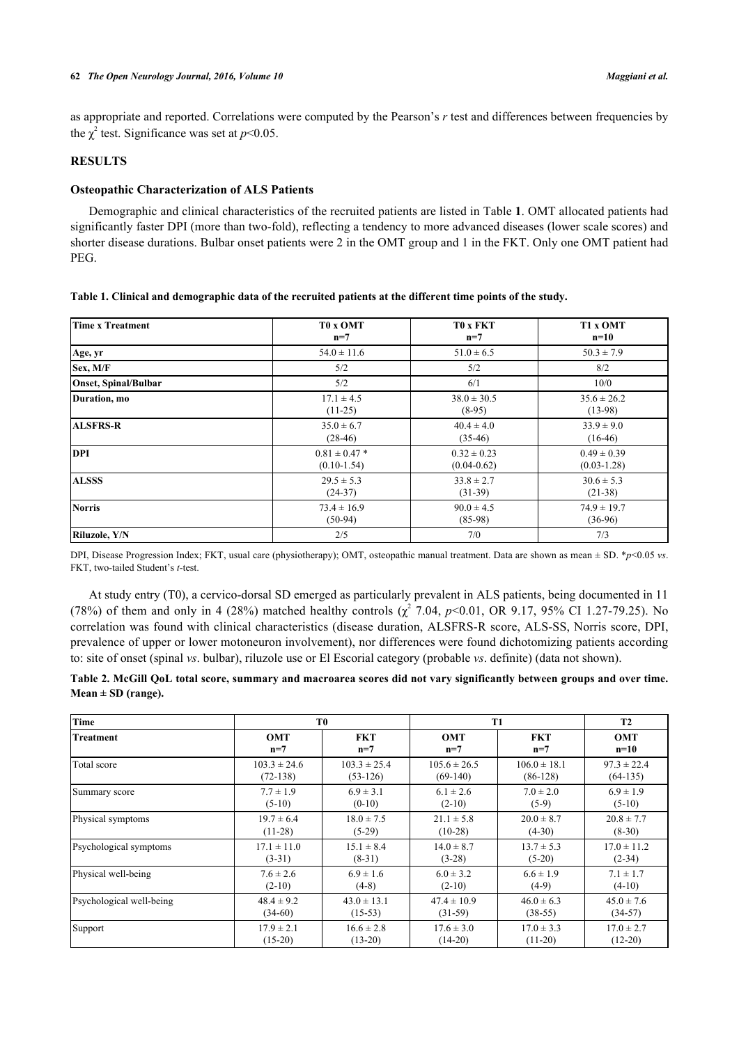as appropriate and reported. Correlations were computed by the Pearson's *r* test and differences between frequencies by the $\chi^2$ test. Significance was set at $p<0.05$.

## RESULTS

### Osteopathic Characterization of ALS Patients

Demographic and clinical characteristics of the recruited patients are listed in Table **1**. OMT allocated patients had significantly faster DPI (more than two-fold), reflecting a tendency to more advanced diseases (lower scale scores) and shorter disease durations. Bulbar onset patients were 2 in the OMT group and 1 in the FKT. Only one OMT patient had PEG.

**Table 1. Clinical and demographic data of the recruited patients at the different time points of the study.**

| Time x Treatment | T0 x OMT<br>n=7 | T0 x FKT<br>n=7 | T1 x OMT<br>n=10 |
|---|---|---|---|
| Age, yr | 54.0 ± 11.6 | 51.0 ± 6.5 | 50.3 ± 7.9 |
| Sex, M/F | 5/2 | 5/2 | 8/2 |
| Onset, Spinal/Bulbar | 5/2 | 6/1 | 10/0 |
| Duration, mo | 17.1 ± 4.5<br>(11-25) | 38.0 ± 30.5<br>(8-95) | 35.6 ± 26.2<br>(13-98) |
| ALSFRS-R | 35.0 ± 6.7<br>(28-46) | 40.4 ± 4.0<br>(35-46) | 33.9 ± 9.0<br>(16-46) |
| DPI | 0.81 ± 0.47 *<br>(0.10-1.54) | 0.32 ± 0.23<br>(0.04-0.62) | 0.49 ± 0.39<br>(0.03-1.28) |
| ALSSS | 29.5 ± 5.3<br>(24-37) | 33.8 ± 2.7<br>(31-39) | 30.6 ± 5.3<br>(21-38) |
| Norris | 73.4 ± 16.9<br>(50-94) | 90.0 ± 4.5<br>(85-98) | 74.9 ± 19.7<br>(36-96) |
| Riluzole, Y/N | 2/5 | 7/0 | 7/3 |

DPI, Disease Progression Index; FKT, usual care (physiotherapy); OMT, osteopathic manual treatment. Data are shown as mean ± SD. \**p*<0.05 *vs*. FKT, two-tailed Student's *t*-test.

At study entry (T0), a cervico-dorsal SD emerged as particularly prevalent in ALS patients, being documented in 11 (78%) of them and only in 4 (28%) matched healthy controls ($\chi^2$ 7.04, $p<0.01$, OR 9.17, 95% CI 1.27-79.25). No correlation was found with clinical characteristics (disease duration, ALSFRS-R score, ALS-SS, Norris score, DPI, prevalence of upper or lower motoneuron involvement), nor differences were found dichotomizing patients according to: site of onset (spinal *vs*. bulbar), riluzole use or El Escorial category (probable *vs*. definite) (data not shown).

**Table 2. McGill QoL total score, summary and macroarea scores did not vary significantly between groups and over time. Mean ± SD (range).**

| Time | T0 | | T1 | | T2 |
|---|---|---|---|---|---|
| Treatment | OMT<br>n=7 | FKT<br>n=7 | OMT<br>n=7 | FKT<br>n=7 | OMT<br>n=10 |
| Total score | 103.3 ± 24.6<br>(72-138) | 103.3 ± 25.4<br>(53-126) | 105.6 ± 26.5<br>(69-140) | 106.0 ± 18.1<br>(86-128) | 97.3 ± 22.4<br>(64-135) |
| Summary score | 7.7 ± 1.9<br>(5-10) | 6.9 ± 3.1<br>(0-10) | 6.1 ± 2.6<br>(2-10) | 7.0 ± 2.0<br>(5-9) | 6.9 ± 1.9<br>(5-10) |
| Physical symptoms | 19.7 ± 6.4<br>(11-28) | 18.0 ± 7.5<br>(5-29) | 21.1 ± 5.8<br>(10-28) | 20.0 ± 8.7<br>(4-30) | 20.8 ± 7.7<br>(8-30) |
| Psychological symptoms | 17.1 ± 11.0<br>(3-31) | 15.1 ± 8.4<br>(8-31) | 14.0 ± 8.7<br>(3-28) | 13.7 ± 5.3<br>(5-20) | 17.0 ± 11.2<br>(2-34) |
| Physical well-being | 7.6 ± 2.6<br>(2-10) | 6.9 ± 1.6<br>(4-8) | 6.0 ± 3.2<br>(2-10) | 6.6 ± 1.9<br>(4-9) | 7.1 ± 1.7<br>(4-10) |
| Psychological well-being | 48.4 ± 9.2<br>(34-60) | 43.0 ± 13.1<br>(15-53) | 47.4 ± 10.9<br>(31-59) | 46.0 ± 6.3<br>(38-55) | 45.0 ± 7.6<br>(34-57) |
| Support | 17.9 ± 2.1<br>(15-20) | 16.6 ± 2.8<br>(13-20) | 17.6 ± 3.0<br>(14-20) | 17.0 ± 3.3<br>(11-20) | 17.0 ± 2.7<br>(12-20) |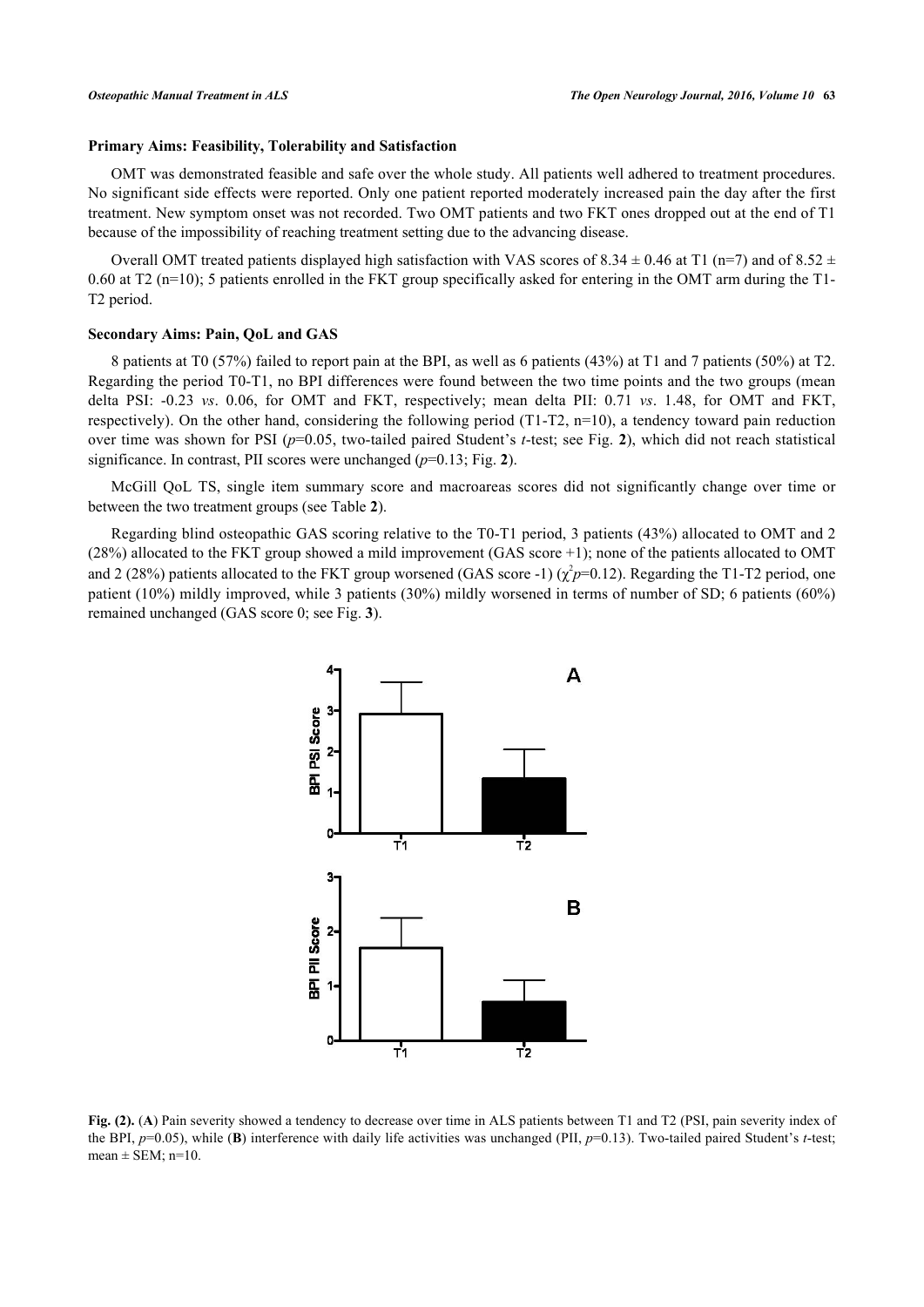### Primary Aims: Feasibility, Tolerability and Satisfaction

OMT was demonstrated feasible and safe over the whole study. All patients well adhered to treatment procedures. No significant side effects were reported. Only one patient reported moderately increased pain the day after the first treatment. New symptom onset was not recorded. Two OMT patients and two FKT ones dropped out at the end of T1 because of the impossibility of reaching treatment setting due to the advancing disease.

Overall OMT treated patients displayed high satisfaction with VAS scores of 8.34 ± 0.46 at T1 (n=7) and of 8.52 ± 0.60 at T2 (n=10); 5 patients enrolled in the FKT group specifically asked for entering in the OMT arm during the T1-T2 period.

### Secondary Aims: Pain, QoL and GAS

8 patients at T0 (57%) failed to report pain at the BPI, as well as 6 patients (43%) at T1 and 7 patients (50%) at T2. Regarding the period T0-T1, no BPI differences were found between the two time points and the two groups (mean delta PSI: -0.23 *vs*. 0.06, for OMT and FKT, respectively; mean delta PII: 0.71 *vs*. 1.48, for OMT and FKT, respectively). On the other hand, considering the following period (T1-T2, n=10), a tendency toward pain reduction over time was shown for PSI ($p$=0.05, two-tailed paired Student's $t$-test; see Fig. **2**), which did not reach statistical significance. In contrast, PII scores were unchanged ($p$=0.13; Fig. **2**).

McGill QoL TS, single item summary score and macroareas scores did not significantly change over time or between the two treatment groups (see Table **2**).

Regarding blind osteopathic GAS scoring relative to the T0-T1 period, 3 patients (43%) allocated to OMT and 2 (28%) allocated to the FKT group showed a mild improvement (GAS score +1); none of the patients allocated to OMT and 2 (28%) patients allocated to the FKT group worsened (GAS score -1) ($\chi^2 p$=0.12). Regarding the T1-T2 period, one patient (10%) mildly improved, while 3 patients (30%) mildly worsened in terms of number of SD; 6 patients (60%) remained unchanged (GAS score 0; see Fig. **3**).

**Fig. (2).** (**A**) Pain severity showed a tendency to decrease over time in ALS patients between T1 and T2 (PSI, pain severity index of the BPI, $p$=0.05), while (**B**) interference with daily life activities was unchanged (PII, $p$=0.13). Two-tailed paired Student's $t$-test; mean ± SEM; n=10.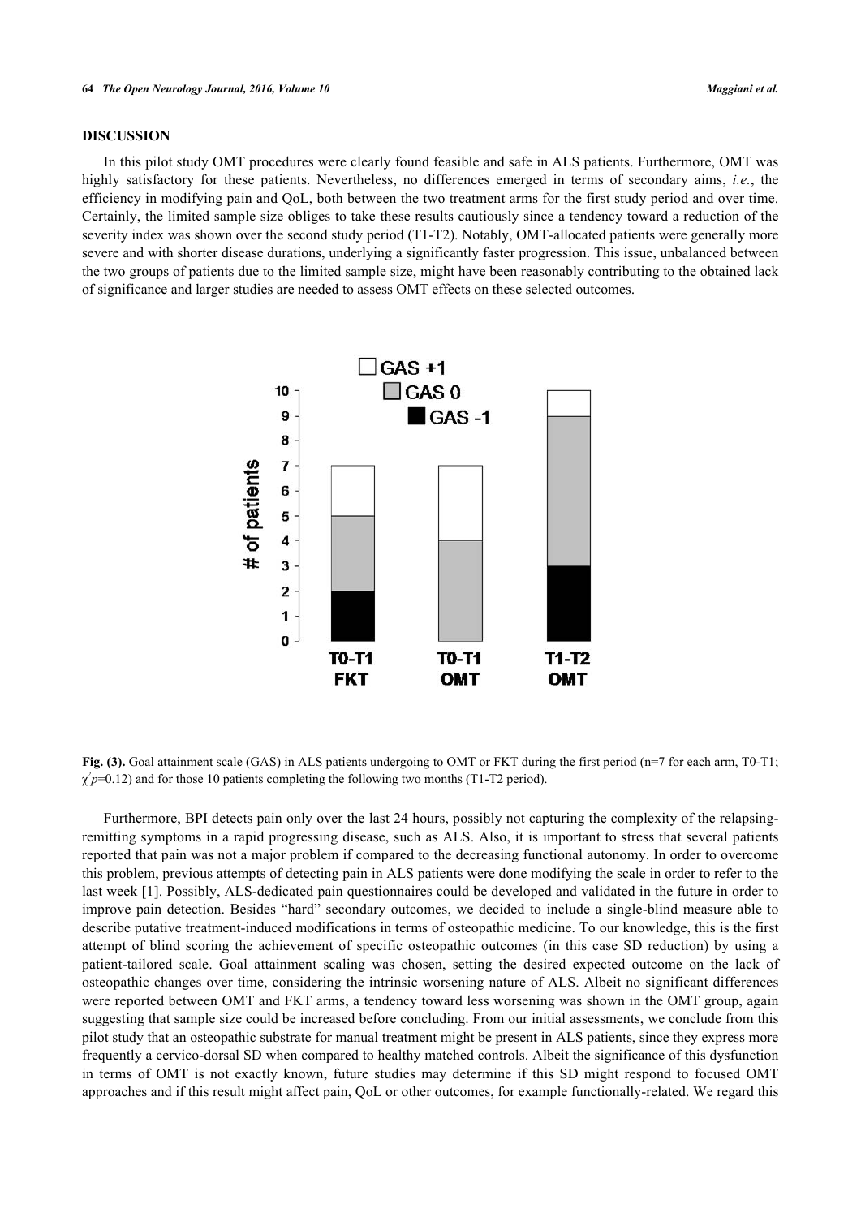## DISCUSSION

In this pilot study OMT procedures were clearly found feasible and safe in ALS patients. Furthermore, OMT was highly satisfactory for these patients. Nevertheless, no differences emerged in terms of secondary aims, *i.e.*, the efficiency in modifying pain and QoL, both between the two treatment arms for the first study period and over time. Certainly, the limited sample size obliges to take these results cautiously since a tendency toward a reduction of the severity index was shown over the second study period (T1-T2). Notably, OMT-allocated patients were generally more severe and with shorter disease durations, underlying a significantly faster progression. This issue, unbalanced between the two groups of patients due to the limited sample size, might have been reasonably contributing to the obtained lack of significance and larger studies are needed to assess OMT effects on these selected outcomes.

**Fig. (3).** Goal attainment scale (GAS) in ALS patients undergoing to OMT or FKT during the first period (n=7 for each arm, T0-T1; $\chi^2 p$=0.12) and for those 10 patients completing the following two months (T1-T2 period).

Furthermore, BPI detects pain only over the last 24 hours, possibly not capturing the complexity of the relapsing-remitting symptoms in a rapid progressing disease, such as ALS. Also, it is important to stress that several patients reported that pain was not a major problem if compared to the decreasing functional autonomy. In order to overcome this problem, previous attempts of detecting pain in ALS patients were done modifying the scale in order to refer to the last week [1]. Possibly, ALS-dedicated pain questionnaires could be developed and validated in the future in order to improve pain detection. Besides "hard" secondary outcomes, we decided to include a single-blind measure able to describe putative treatment-induced modifications in terms of osteopathic medicine. To our knowledge, this is the first attempt of blind scoring the achievement of specific osteopathic outcomes (in this case SD reduction) by using a patient-tailored scale. Goal attainment scaling was chosen, setting the desired expected outcome on the lack of osteopathic changes over time, considering the intrinsic worsening nature of ALS. Albeit no significant differences were reported between OMT and FKT arms, a tendency toward less worsening was shown in the OMT group, again suggesting that sample size could be increased before concluding. From our initial assessments, we conclude from this pilot study that an osteopathic substrate for manual treatment might be present in ALS patients, since they express more frequently a cervico-dorsal SD when compared to healthy matched controls. Albeit the significance of this dysfunction in terms of OMT is not exactly known, future studies may determine if this SD might respond to focused OMT approaches and if this result might affect pain, QoL or other outcomes, for example functionally-related. We regard this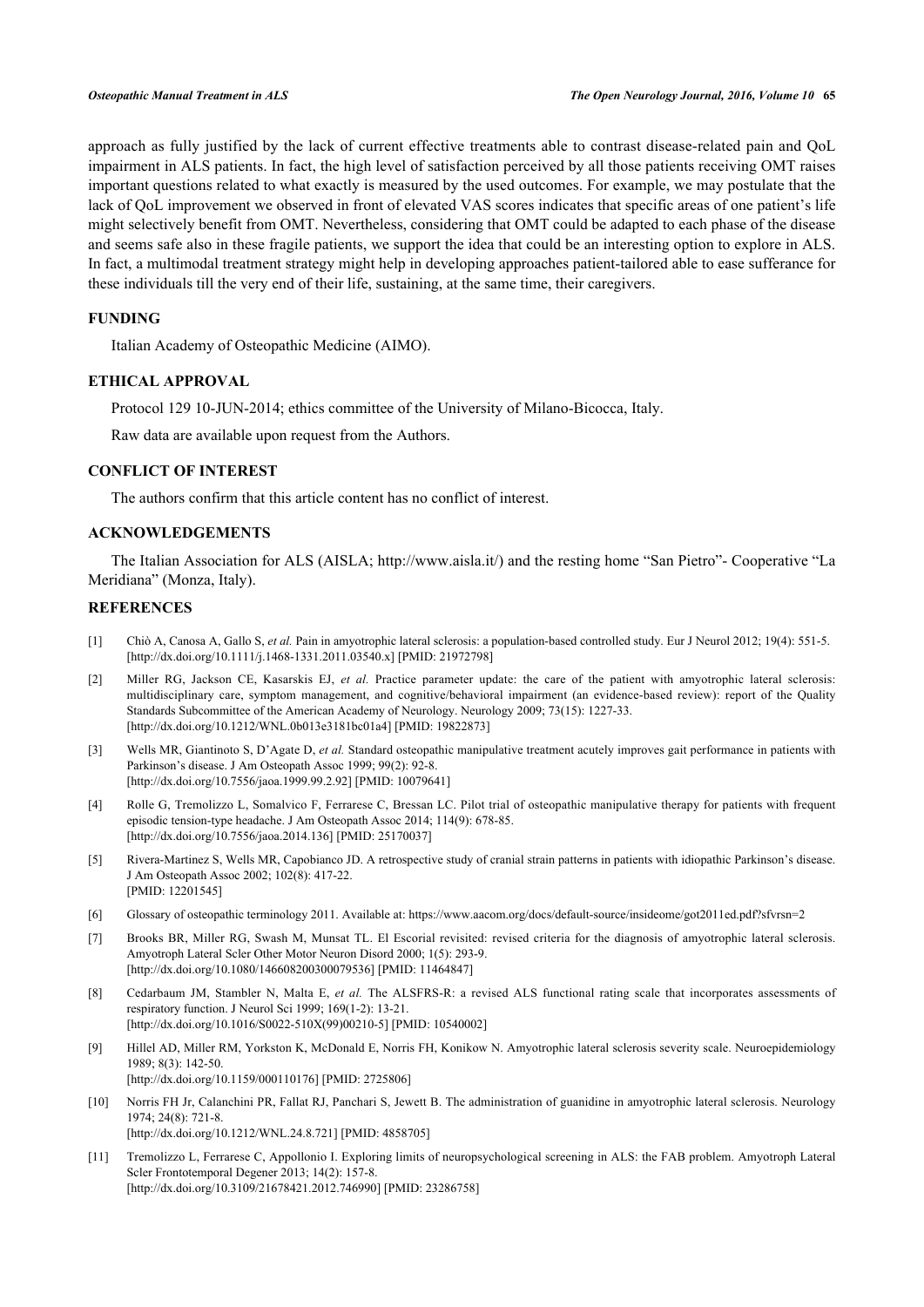approach as fully justified by the lack of current effective treatments able to contrast disease-related pain and QoL impairment in ALS patients. In fact, the high level of satisfaction perceived by all those patients receiving OMT raises important questions related to what exactly is measured by the used outcomes. For example, we may postulate that the lack of QoL improvement we observed in front of elevated VAS scores indicates that specific areas of one patient's life might selectively benefit from OMT. Nevertheless, considering that OMT could be adapted to each phase of the disease and seems safe also in these fragile patients, we support the idea that could be an interesting option to explore in ALS. In fact, a multimodal treatment strategy might help in developing approaches patient-tailored able to ease sufferance for these individuals till the very end of their life, sustaining, at the same time, their caregivers.

## FUNDING

Italian Academy of Osteopathic Medicine (AIMO).

## ETHICAL APPROVAL

Protocol 129 10-JUN-2014; ethics committee of the University of Milano-Bicocca, Italy.

Raw data are available upon request from the Authors.

## CONFLICT OF INTEREST

The authors confirm that this article content has no conflict of interest.

## ACKNOWLEDGEMENTS

The Italian Association for ALS (AISLA; http://www.aisla.it/) and the resting home "San Pietro"- Cooperative "La Meridiana" (Monza, Italy).

## REFERENCES

[1] Chiò A, Canosa A, Gallo S, *et al.* Pain in amyotrophic lateral sclerosis: a population-based controlled study. Eur J Neurol 2012; 19(4): 551-5. [http://dx.doi.org/10.1111/j.1468-1331.2011.03540.x] [PMID: 21972798]

[2] Miller RG, Jackson CE, Kasarskis EJ, *et al.* Practice parameter update: the care of the patient with amyotrophic lateral sclerosis: multidisciplinary care, symptom management, and cognitive/behavioral impairment (an evidence-based review): report of the Quality Standards Subcommittee of the American Academy of Neurology. Neurology 2009; 73(15): 1227-33. [http://dx.doi.org/10.1212/WNL.0b013e3181bc01a4] [PMID: 19822873]

[3] Wells MR, Giantinoto S, D'Agate D, *et al.* Standard osteopathic manipulative treatment acutely improves gait performance in patients with Parkinson's disease. J Am Osteopath Assoc 1999; 99(2): 92-8. [http://dx.doi.org/10.7556/jaoa.1999.99.2.92] [PMID: 10079641]

[4] Rolle G, Tremolizzo L, Somalvico F, Ferrarese C, Bressan LC. Pilot trial of osteopathic manipulative therapy for patients with frequent episodic tension-type headache. J Am Osteopath Assoc 2014; 114(9): 678-85. [http://dx.doi.org/10.7556/jaoa.2014.136] [PMID: 25170037]

[5] Rivera-Martinez S, Wells MR, Capobianco JD. A retrospective study of cranial strain patterns in patients with idiopathic Parkinson's disease. J Am Osteopath Assoc 2002; 102(8): 417-22. [PMID: 12201545]

[6] Glossary of osteopathic terminology 2011. Available at: https://www.aacom.org/docs/default-source/insideome/got2011ed.pdf?sfvrsn=2

[7] Brooks BR, Miller RG, Swash M, Munsat TL. El Escorial revisited: revised criteria for the diagnosis of amyotrophic lateral sclerosis. Amyotroph Lateral Scler Other Motor Neuron Disord 2000; 1(5): 293-9. [http://dx.doi.org/10.1080/146608200300079536] [PMID: 11464847]

[8] Cedarbaum JM, Stambler N, Malta E, *et al.* The ALSFRS-R: a revised ALS functional rating scale that incorporates assessments of respiratory function. J Neurol Sci 1999; 169(1-2): 13-21. [http://dx.doi.org/10.1016/S0022-510X(99)00210-5] [PMID: 10540002]

[9] Hillel AD, Miller RM, Yorkston K, McDonald E, Norris FH, Konikow N. Amyotrophic lateral sclerosis severity scale. Neuroepidemiology 1989; 8(3): 142-50. [http://dx.doi.org/10.1159/000110176] [PMID: 2725806]

[10] Norris FH Jr, Calanchini PR, Fallat RJ, Panchari S, Jewett B. The administration of guanidine in amyotrophic lateral sclerosis. Neurology 1974; 24(8): 721-8. [http://dx.doi.org/10.1212/WNL.24.8.721] [PMID: 4858705]

[11] Tremolizzo L, Ferrarese C, Appollonio I. Exploring limits of neuropsychological screening in ALS: the FAB problem. Amyotroph Lateral Scler Frontotemporal Degener 2013; 14(2): 157-8. [http://dx.doi.org/10.3109/21678421.2012.746990] [PMID: 23286758]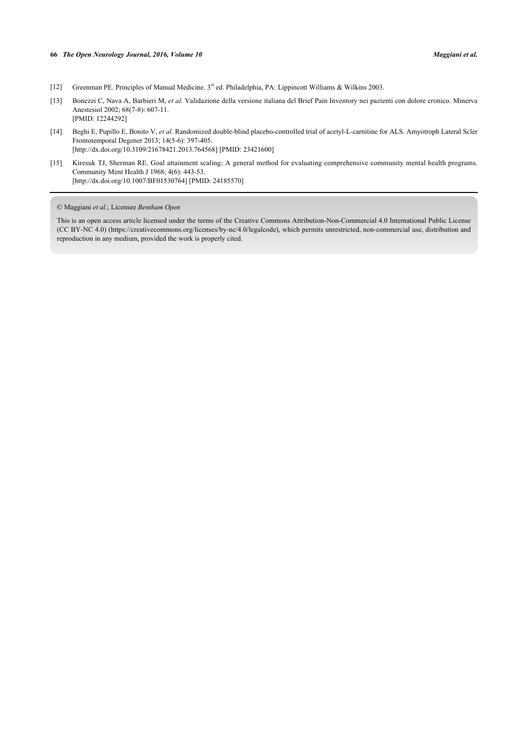[12] Greenman PE. Principles of Manual Medicine. 3rd ed. Philadelphia, PA: Lippincott Williams & Wilkins 2003.

[13] Bonezzi C, Nava A, Barbieri M, *et al.* Validazione della versione italiana del Brief Pain Inventory nei pazienti con dolore cronico. Minerva Anestesiol 2002; 68(7-8): 607-11. [PMID: 12244292]

[14] Beghi E, Pupillo E, Bonito V, *et al.* Randomized double-blind placebo-controlled trial of acetyl-L-carnitine for ALS. Amyotroph Lateral Scler Frontotemporal Degener 2013; 14(5-6): 397-405. [http://dx.doi.org/10.3109/21678421.2013.764568] [PMID: 23421600]

[15] Kiresuk TJ, Sherman RE. Goal attainment scaling: A general method for evaluating comprehensive community mental health programs. Community Ment Health J 1968; 4(6): 443-53. [http://dx.doi.org/10.1007/BF01530764] [PMID: 24185570]

---

© Maggiani *et al.*; Licensee *Bentham Open*

This is an open access article licensed under the terms of the Creative Commons Attribution-Non-Commercial 4.0 International Public License (CC BY-NC 4.0) (https://creativecommons.org/licenses/by-nc/4.0/legalcode), which permits unrestricted, non-commercial use, distribution and reproduction in any medium, provided the work is properly cited.